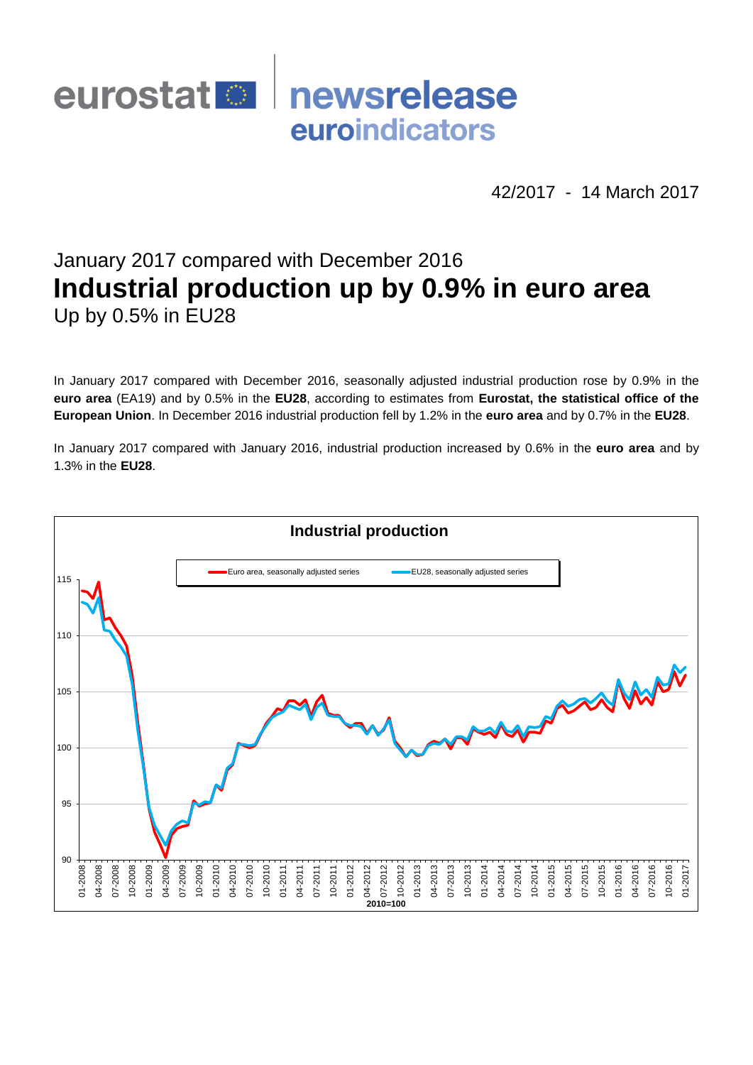# eurostat newsrelease euroindicators

42/2017 - 14 March 2017

## January 2017 compared with December 2016
# Industrial production up by 0.9% in euro area
## Up by 0.5% in EU28

In January 2017 compared with December 2016, seasonally adjusted industrial production rose by 0.9% in the **euro area** (EA19) and by 0.5% in the **EU28**, according to estimates from **Eurostat, the statistical office of the European Union**. In December 2016 industrial production fell by 1.2% in the **euro area** and by 0.7% in the **EU28**.

In January 2017 compared with January 2016, industrial production increased by 0.6% in the **euro area** and by 1.3% in the **EU28**.

**Industrial production**

Euro area, seasonally adjusted series — EU28, seasonally adjusted series

2010=100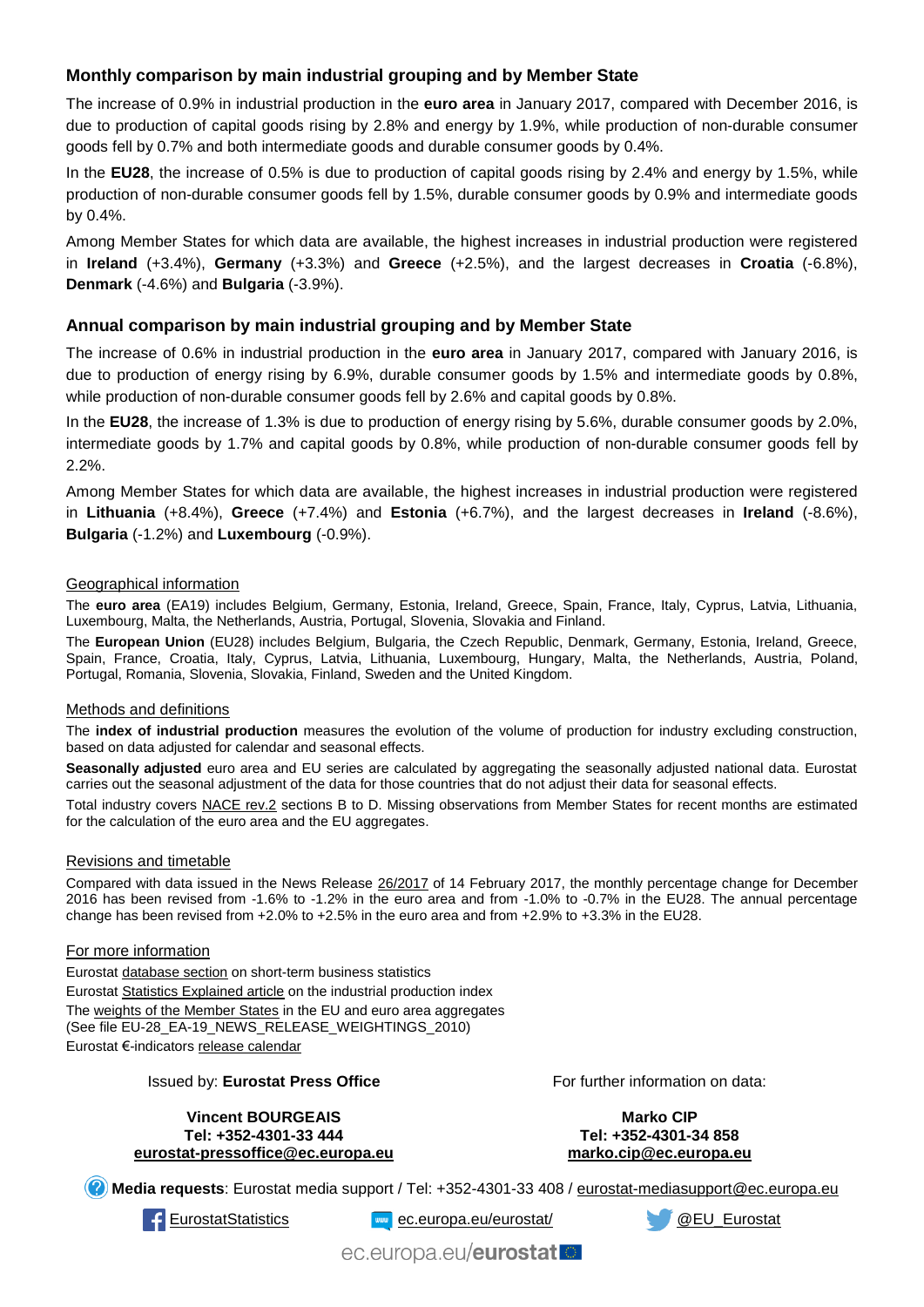## Monthly comparison by main industrial grouping and by Member State

The increase of 0.9% in industrial production in the **euro area** in January 2017, compared with December 2016, is due to production of capital goods rising by 2.8% and energy by 1.9%, while production of non-durable consumer goods fell by 0.7% and both intermediate goods and durable consumer goods by 0.4%.

In the **EU28**, the increase of 0.5% is due to production of capital goods rising by 2.4% and energy by 1.5%, while production of non-durable consumer goods fell by 1.5%, durable consumer goods by 0.9% and intermediate goods by 0.4%.

Among Member States for which data are available, the highest increases in industrial production were registered in **Ireland** (+3.4%), **Germany** (+3.3%) and **Greece** (+2.5%), and the largest decreases in **Croatia** (-6.8%), **Denmark** (-4.6%) and **Bulgaria** (-3.9%).

## Annual comparison by main industrial grouping and by Member State

The increase of 0.6% in industrial production in the **euro area** in January 2017, compared with January 2016, is due to production of energy rising by 6.9%, durable consumer goods by 1.5% and intermediate goods by 0.8%, while production of non-durable consumer goods fell by 2.6% and capital goods by 0.8%.

In the **EU28**, the increase of 1.3% is due to production of energy rising by 5.6%, durable consumer goods by 2.0%, intermediate goods by 1.7% and capital goods by 0.8%, while production of non-durable consumer goods fell by 2.2%.

Among Member States for which data are available, the highest increases in industrial production were registered in **Lithuania** (+8.4%), **Greece** (+7.4%) and **Estonia** (+6.7%), and the largest decreases in **Ireland** (-8.6%), **Bulgaria** (-1.2%) and **Luxembourg** (-0.9%).

### Geographical information

The **euro area** (EA19) includes Belgium, Germany, Estonia, Ireland, Greece, Spain, France, Italy, Cyprus, Latvia, Lithuania, Luxembourg, Malta, the Netherlands, Austria, Portugal, Slovenia, Slovakia and Finland.

The **European Union** (EU28) includes Belgium, Bulgaria, the Czech Republic, Denmark, Germany, Estonia, Ireland, Greece, Spain, France, Croatia, Italy, Cyprus, Latvia, Lithuania, Luxembourg, Hungary, Malta, the Netherlands, Austria, Poland, Portugal, Romania, Slovenia, Slovakia, Finland, Sweden and the United Kingdom.

### Methods and definitions

The **index of industrial production** measures the evolution of the volume of production for industry excluding construction, based on data adjusted for calendar and seasonal effects.

**Seasonally adjusted** euro area and EU series are calculated by aggregating the seasonally adjusted national data. Eurostat carries out the seasonal adjustment of the data for those countries that do not adjust their data for seasonal effects.

Total industry covers NACE rev.2 sections B to D. Missing observations from Member States for recent months are estimated for the calculation of the euro area and the EU aggregates.

### Revisions and timetable

Compared with data issued in the News Release 26/2017 of 14 February 2017, the monthly percentage change for December 2016 has been revised from -1.6% to -1.2% in the euro area and from -1.0% to -0.7% in the EU28. The annual percentage change has been revised from +2.0% to +2.5% in the euro area and from +2.9% to +3.3% in the EU28.

### For more information

Eurostat database section on short-term business statistics
Eurostat Statistics Explained article on the industrial production index
The weights of the Member States in the EU and euro area aggregates
(See file EU-28_EA-19_NEWS_RELEASE_WEIGHTINGS_2010)
Eurostat €-indicators release calendar

Issued by: **Eurostat Press Office**

**Vincent BOURGEAIS**
**Tel: +352-4301-33 444**
**eurostat-pressoffice@ec.europa.eu**

For further information on data:

**Marko CIP**
**Tel: +352-4301-34 858**
**marko.cip@ec.europa.eu**

**Media requests**: Eurostat media support / Tel: +352-4301-33 408 / eurostat-mediasupport@ec.europa.eu

EurostatStatistics   ec.europa.eu/eurostat/   @EU_Eurostat

ec.europa.eu/**eurostat**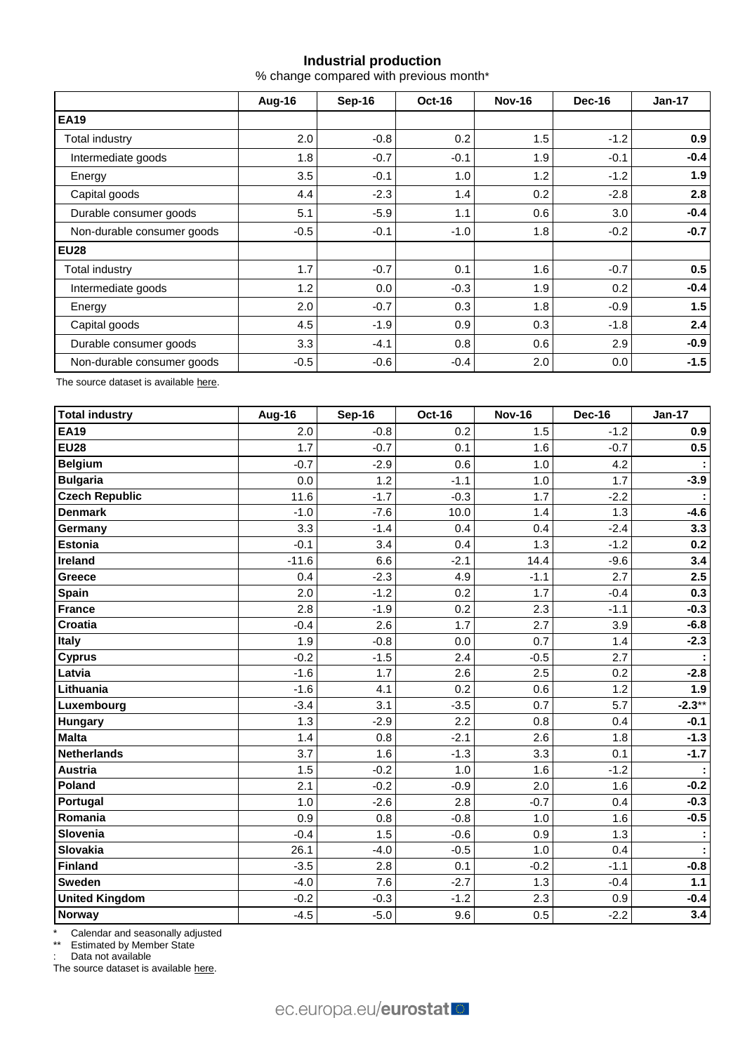## Industrial production

% change compared with previous month*

| | Aug-16 | Sep-16 | Oct-16 | Nov-16 | Dec-16 | Jan-17 |
|---|---|---|---|---|---|---|
| **EA19** | | | | | | |
| Total industry | 2.0 | -0.8 | 0.2 | 1.5 | -1.2 | **0.9** |
| Intermediate goods | 1.8 | -0.7 | -0.1 | 1.9 | -0.1 | **-0.4** |
| Energy | 3.5 | -0.1 | 1.0 | 1.2 | -1.2 | **1.9** |
| Capital goods | 4.4 | -2.3 | 1.4 | 0.2 | -2.8 | **2.8** |
| Durable consumer goods | 5.1 | -5.9 | 1.1 | 0.6 | 3.0 | **-0.4** |
| Non-durable consumer goods | -0.5 | -0.1 | -1.0 | 1.8 | -0.2 | **-0.7** |
| **EU28** | | | | | | |
| Total industry | 1.7 | -0.7 | 0.1 | 1.6 | -0.7 | **0.5** |
| Intermediate goods | 1.2 | 0.0 | -0.3 | 1.9 | 0.2 | **-0.4** |
| Energy | 2.0 | -0.7 | 0.3 | 1.8 | -0.9 | **1.5** |
| Capital goods | 4.5 | -1.9 | 0.9 | 0.3 | -1.8 | **2.4** |
| Durable consumer goods | 3.3 | -4.1 | 0.8 | 0.6 | 2.9 | **-0.9** |
| Non-durable consumer goods | -0.5 | -0.6 | -0.4 | 2.0 | 0.0 | **-1.5** |

The source dataset is available here.

| **Total industry** | Aug-16 | Sep-16 | Oct-16 | Nov-16 | Dec-16 | Jan-17 |
|---|---|---|---|---|---|---|
| **EA19** | 2.0 | -0.8 | 0.2 | 1.5 | -1.2 | **0.9** |
| **EU28** | 1.7 | -0.7 | 0.1 | 1.6 | -0.7 | **0.5** |
| **Belgium** | -0.7 | -2.9 | 0.6 | 1.0 | 4.2 | **:** |
| **Bulgaria** | 0.0 | 1.2 | -1.1 | 1.0 | 1.7 | **-3.9** |
| **Czech Republic** | 11.6 | -1.7 | -0.3 | 1.7 | -2.2 | **:** |
| **Denmark** | -1.0 | -7.6 | 10.0 | 1.4 | 1.3 | **-4.6** |
| **Germany** | 3.3 | -1.4 | 0.4 | 0.4 | -2.4 | **3.3** |
| **Estonia** | -0.1 | 3.4 | 0.4 | 1.3 | -1.2 | **0.2** |
| **Ireland** | -11.6 | 6.6 | -2.1 | 14.4 | -9.6 | **3.4** |
| **Greece** | 0.4 | -2.3 | 4.9 | -1.1 | 2.7 | **2.5** |
| **Spain** | 2.0 | -1.2 | 0.2 | 1.7 | -0.4 | **0.3** |
| **France** | 2.8 | -1.9 | 0.2 | 2.3 | -1.1 | **-0.3** |
| **Croatia** | -0.4 | 2.6 | 1.7 | 2.7 | 3.9 | **-6.8** |
| **Italy** | 1.9 | -0.8 | 0.0 | 0.7 | 1.4 | **-2.3** |
| **Cyprus** | -0.2 | -1.5 | 2.4 | -0.5 | 2.7 | **:** |
| **Latvia** | -1.6 | 1.7 | 2.6 | 2.5 | 0.2 | **-2.8** |
| **Lithuania** | -1.6 | 4.1 | 0.2 | 0.6 | 1.2 | **1.9** |
| **Luxembourg** | -3.4 | 3.1 | -3.5 | 0.7 | 5.7 | **-2.3****|
| **Hungary** | 1.3 | -2.9 | 2.2 | 0.8 | 0.4 | **-0.1** |
| **Malta** | 1.4 | 0.8 | -2.1 | 2.6 | 1.8 | **-1.3** |
| **Netherlands** | 3.7 | 1.6 | -1.3 | 3.3 | 0.1 | **-1.7** |
| **Austria** | 1.5 | -0.2 | 1.0 | 1.6 | -1.2 | **:** |
| **Poland** | 2.1 | -0.2 | -0.9 | 2.0 | 1.6 | **-0.2** |
| **Portugal** | 1.0 | -2.6 | 2.8 | -0.7 | 0.4 | **-0.3** |
| **Romania** | 0.9 | 0.8 | -0.8 | 1.0 | 1.6 | **-0.5** |
| **Slovenia** | -0.4 | 1.5 | -0.6 | 0.9 | 1.3 | **:** |
| **Slovakia** | 26.1 | -4.0 | -0.5 | 1.0 | 0.4 | **:** |
| **Finland** | -3.5 | 2.8 | 0.1 | -0.2 | -1.1 | **-0.8** |
| **Sweden** | -4.0 | 7.6 | -2.7 | 1.3 | -0.4 | **1.1** |
| **United Kingdom** | -0.2 | -0.3 | -1.2 | 2.3 | 0.9 | **-0.4** |
| **Norway** | -4.5 | -5.0 | 9.6 | 0.5 | -2.2 | **3.4** |

\* Calendar and seasonally adjusted

\*\* Estimated by Member State

: Data not available

The source dataset is available here.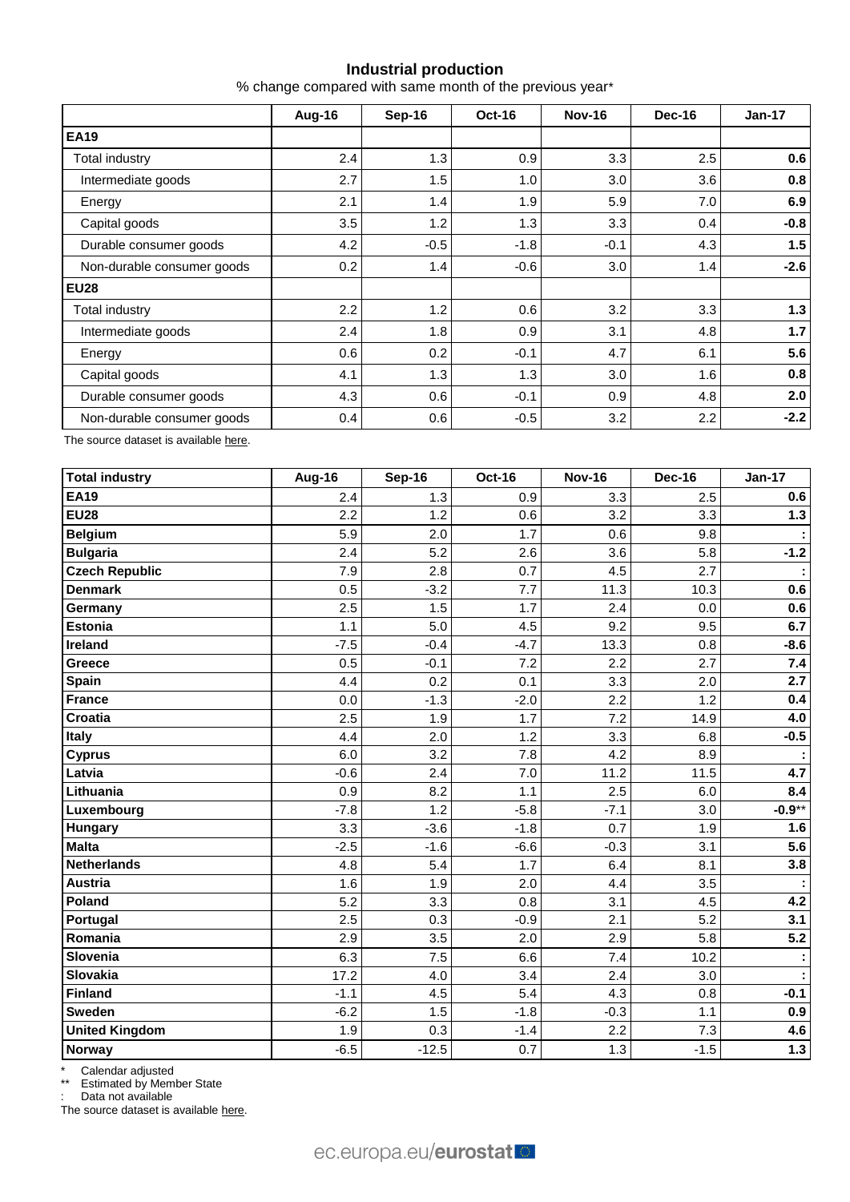## Industrial production

% change compared with same month of the previous year*

| | Aug-16 | Sep-16 | Oct-16 | Nov-16 | Dec-16 | Jan-17 |
|---|---|---|---|---|---|---|
| **EA19** | | | | | | |
| Total industry | 2.4 | 1.3 | 0.9 | 3.3 | 2.5 | **0.6** |
| Intermediate goods | 2.7 | 1.5 | 1.0 | 3.0 | 3.6 | **0.8** |
| Energy | 2.1 | 1.4 | 1.9 | 5.9 | 7.0 | **6.9** |
| Capital goods | 3.5 | 1.2 | 1.3 | 3.3 | 0.4 | **-0.8** |
| Durable consumer goods | 4.2 | -0.5 | -1.8 | -0.1 | 4.3 | **1.5** |
| Non-durable consumer goods | 0.2 | 1.4 | -0.6 | 3.0 | 1.4 | **-2.6** |
| **EU28** | | | | | | |
| Total industry | 2.2 | 1.2 | 0.6 | 3.2 | 3.3 | **1.3** |
| Intermediate goods | 2.4 | 1.8 | 0.9 | 3.1 | 4.8 | **1.7** |
| Energy | 0.6 | 0.2 | -0.1 | 4.7 | 6.1 | **5.6** |
| Capital goods | 4.1 | 1.3 | 1.3 | 3.0 | 1.6 | **0.8** |
| Durable consumer goods | 4.3 | 0.6 | -0.1 | 0.9 | 4.8 | **2.0** |
| Non-durable consumer goods | 0.4 | 0.6 | -0.5 | 3.2 | 2.2 | **-2.2** |

The source dataset is available here.

| **Total industry** | Aug-16 | Sep-16 | Oct-16 | Nov-16 | Dec-16 | Jan-17 |
|---|---|---|---|---|---|---|
| **EA19** | 2.4 | 1.3 | 0.9 | 3.3 | 2.5 | **0.6** |
| **EU28** | 2.2 | 1.2 | 0.6 | 3.2 | 3.3 | **1.3** |
| **Belgium** | 5.9 | 2.0 | 1.7 | 0.6 | 9.8 | **:** |
| **Bulgaria** | 2.4 | 5.2 | 2.6 | 3.6 | 5.8 | **-1.2** |
| **Czech Republic** | 7.9 | 2.8 | 0.7 | 4.5 | 2.7 | **:** |
| **Denmark** | 0.5 | -3.2 | 7.7 | 11.3 | 10.3 | **0.6** |
| **Germany** | 2.5 | 1.5 | 1.7 | 2.4 | 0.0 | **0.6** |
| **Estonia** | 1.1 | 5.0 | 4.5 | 9.2 | 9.5 | **6.7** |
| **Ireland** | -7.5 | -0.4 | -4.7 | 13.3 | 0.8 | **-8.6** |
| **Greece** | 0.5 | -0.1 | 7.2 | 2.2 | 2.7 | **7.4** |
| **Spain** | 4.4 | 0.2 | 0.1 | 3.3 | 2.0 | **2.7** |
| **France** | 0.0 | -1.3 | -2.0 | 2.2 | 1.2 | **0.4** |
| **Croatia** | 2.5 | 1.9 | 1.7 | 7.2 | 14.9 | **4.0** |
| **Italy** | 4.4 | 2.0 | 1.2 | 3.3 | 6.8 | **-0.5** |
| **Cyprus** | 6.0 | 3.2 | 7.8 | 4.2 | 8.9 | **:** |
| **Latvia** | -0.6 | 2.4 | 7.0 | 11.2 | 11.5 | **4.7** |
| **Lithuania** | 0.9 | 8.2 | 1.1 | 2.5 | 6.0 | **8.4** |
| **Luxembourg** | -7.8 | 1.2 | -5.8 | -7.1 | 3.0 | **-0.9****** |
| **Hungary** | 3.3 | -3.6 | -1.8 | 0.7 | 1.9 | **1.6** |
| **Malta** | -2.5 | -1.6 | -6.6 | -0.3 | 3.1 | **5.6** |
| **Netherlands** | 4.8 | 5.4 | 1.7 | 6.4 | 8.1 | **3.8** |
| **Austria** | 1.6 | 1.9 | 2.0 | 4.4 | 3.5 | **:** |
| **Poland** | 5.2 | 3.3 | 0.8 | 3.1 | 4.5 | **4.2** |
| **Portugal** | 2.5 | 0.3 | -0.9 | 2.1 | 5.2 | **3.1** |
| **Romania** | 2.9 | 3.5 | 2.0 | 2.9 | 5.8 | **5.2** |
| **Slovenia** | 6.3 | 7.5 | 6.6 | 7.4 | 10.2 | **:** |
| **Slovakia** | 17.2 | 4.0 | 3.4 | 2.4 | 3.0 | **:** |
| **Finland** | -1.1 | 4.5 | 5.4 | 4.3 | 0.8 | **-0.1** |
| **Sweden** | -6.2 | 1.5 | -1.8 | -0.3 | 1.1 | **0.9** |
| **United Kingdom** | 1.9 | 0.3 | -1.4 | 2.2 | 7.3 | **4.6** |
| **Norway** | -6.5 | -12.5 | 0.7 | 1.3 | -1.5 | **1.3** |

\* Calendar adjusted

\*\* Estimated by Member State

: Data not available

The source dataset is available here.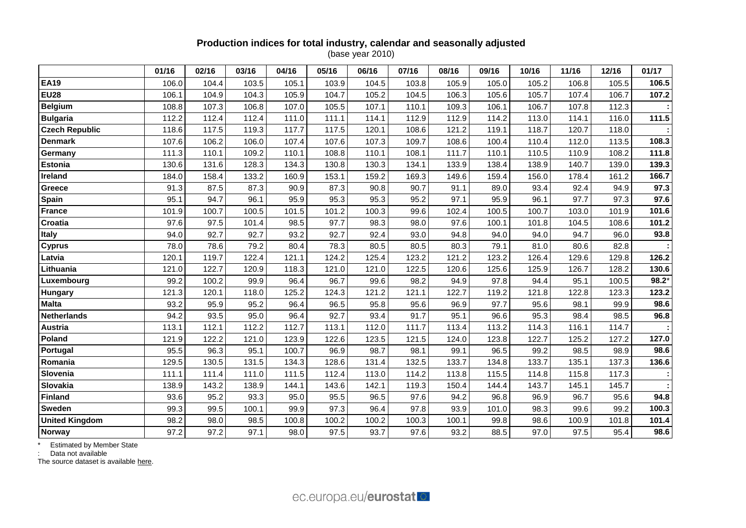**Production indices for total industry, calendar and seasonally adjusted**
(base year 2010)

| | 01/16 | 02/16 | 03/16 | 04/16 | 05/16 | 06/16 | 07/16 | 08/16 | 09/16 | 10/16 | 11/16 | 12/16 | 01/17 |
|---|---|---|---|---|---|---|---|---|---|---|---|---|---|
| **EA19** | 106.0 | 104.4 | 103.5 | 105.1 | 103.9 | 104.5 | 103.8 | 105.9 | 105.0 | 105.2 | 106.8 | 105.5 | **106.5** |
| **EU28** | 106.1 | 104.9 | 104.3 | 105.9 | 104.7 | 105.2 | 104.5 | 106.3 | 105.6 | 105.7 | 107.4 | 106.7 | **107.2** |
| **Belgium** | 108.8 | 107.3 | 106.8 | 107.0 | 105.5 | 107.1 | 110.1 | 109.3 | 106.1 | 106.7 | 107.8 | 112.3 | **:** |
| **Bulgaria** | 112.2 | 112.4 | 112.4 | 111.0 | 111.1 | 114.1 | 112.9 | 112.9 | 114.2 | 113.0 | 114.1 | 116.0 | **111.5** |
| **Czech Republic** | 118.6 | 117.5 | 119.3 | 117.7 | 117.5 | 120.1 | 108.6 | 121.2 | 119.1 | 118.7 | 120.7 | 118.0 | **:** |
| **Denmark** | 107.6 | 106.2 | 106.0 | 107.4 | 107.6 | 107.3 | 109.7 | 108.6 | 100.4 | 110.4 | 112.0 | 113.5 | **108.3** |
| **Germany** | 111.3 | 110.1 | 109.2 | 110.1 | 108.8 | 110.1 | 108.1 | 111.7 | 110.1 | 110.5 | 110.9 | 108.2 | **111.8** |
| **Estonia** | 130.6 | 131.6 | 128.3 | 134.3 | 130.8 | 130.3 | 134.1 | 133.9 | 138.4 | 138.9 | 140.7 | 139.0 | **139.3** |
| **Ireland** | 184.0 | 158.4 | 133.2 | 160.9 | 153.1 | 159.2 | 169.3 | 149.6 | 159.4 | 156.0 | 178.4 | 161.2 | **166.7** |
| **Greece** | 91.3 | 87.5 | 87.3 | 90.9 | 87.3 | 90.8 | 90.7 | 91.1 | 89.0 | 93.4 | 92.4 | 94.9 | **97.3** |
| **Spain** | 95.1 | 94.7 | 96.1 | 95.9 | 95.3 | 95.3 | 95.2 | 97.1 | 95.9 | 96.1 | 97.7 | 97.3 | **97.6** |
| **France** | 101.9 | 100.7 | 100.5 | 101.5 | 101.2 | 100.3 | 99.6 | 102.4 | 100.5 | 100.7 | 103.0 | 101.9 | **101.6** |
| **Croatia** | 97.6 | 97.5 | 101.4 | 98.5 | 97.7 | 98.3 | 98.0 | 97.6 | 100.1 | 101.8 | 104.5 | 108.6 | **101.2** |
| **Italy** | 94.0 | 92.7 | 92.7 | 93.2 | 92.7 | 92.4 | 93.0 | 94.8 | 94.0 | 94.0 | 94.7 | 96.0 | **93.8** |
| **Cyprus** | 78.0 | 78.6 | 79.2 | 80.4 | 78.3 | 80.5 | 80.5 | 80.3 | 79.1 | 81.0 | 80.6 | 82.8 | **:** |
| **Latvia** | 120.1 | 119.7 | 122.4 | 121.1 | 124.2 | 125.4 | 123.2 | 121.2 | 123.2 | 126.4 | 129.6 | 129.8 | **126.2** |
| **Lithuania** | 121.0 | 122.7 | 120.9 | 118.3 | 121.0 | 121.0 | 122.5 | 120.6 | 125.6 | 125.9 | 126.7 | 128.2 | **130.6** |
| **Luxembourg** | 99.2 | 100.2 | 99.9 | 96.4 | 96.7 | 99.6 | 98.2 | 94.9 | 97.8 | 94.4 | 95.1 | 100.5 | **98.2**\* |
| **Hungary** | 121.3 | 120.1 | 118.0 | 125.2 | 124.3 | 121.2 | 121.1 | 122.7 | 119.2 | 121.8 | 122.8 | 123.3 | **123.2** |
| **Malta** | 93.2 | 95.9 | 95.2 | 96.4 | 96.5 | 95.8 | 95.6 | 96.9 | 97.7 | 95.6 | 98.1 | 99.9 | **98.6** |
| **Netherlands** | 94.2 | 93.5 | 95.0 | 96.4 | 92.7 | 93.4 | 91.7 | 95.1 | 96.6 | 95.3 | 98.4 | 98.5 | **96.8** |
| **Austria** | 113.1 | 112.1 | 112.2 | 112.7 | 113.1 | 112.0 | 111.7 | 113.4 | 113.2 | 114.3 | 116.1 | 114.7 | **:** |
| **Poland** | 121.9 | 122.2 | 121.0 | 123.9 | 122.6 | 123.5 | 121.5 | 124.0 | 123.8 | 122.7 | 125.2 | 127.2 | **127.0** |
| **Portugal** | 95.5 | 96.3 | 95.1 | 100.7 | 96.9 | 98.7 | 98.1 | 99.1 | 96.5 | 99.2 | 98.5 | 98.9 | **98.6** |
| **Romania** | 129.5 | 130.5 | 131.5 | 134.3 | 128.6 | 131.4 | 132.5 | 133.7 | 134.8 | 133.7 | 135.1 | 137.3 | **136.6** |
| **Slovenia** | 111.1 | 111.4 | 111.0 | 111.5 | 112.4 | 113.0 | 114.2 | 113.8 | 115.5 | 114.8 | 115.8 | 117.3 | **:** |
| **Slovakia** | 138.9 | 143.2 | 138.9 | 144.1 | 143.6 | 142.1 | 119.3 | 150.4 | 144.4 | 143.7 | 145.1 | 145.7 | **:** |
| **Finland** | 93.6 | 95.2 | 93.3 | 95.0 | 95.5 | 96.5 | 97.6 | 94.2 | 96.8 | 96.9 | 96.7 | 95.6 | **94.8** |
| **Sweden** | 99.3 | 99.5 | 100.1 | 99.9 | 97.3 | 96.4 | 97.8 | 93.9 | 101.0 | 98.3 | 99.6 | 99.2 | **100.3** |
| **United Kingdom** | 98.2 | 98.0 | 98.5 | 100.8 | 100.2 | 100.2 | 100.3 | 100.1 | 99.8 | 98.6 | 100.9 | 101.8 | **101.4** |
| **Norway** | 97.2 | 97.2 | 97.1 | 98.0 | 97.5 | 93.7 | 97.6 | 93.2 | 88.5 | 97.0 | 97.5 | 95.4 | **98.6** |

\* Estimated by Member State

: Data not available

The source dataset is available here.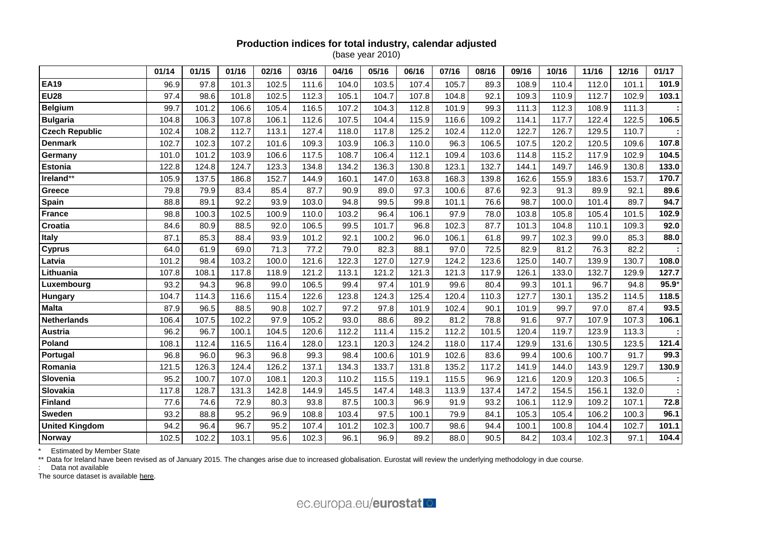**Production indices for total industry, calendar adjusted**
(base year 2010)

| | 01/14 | 01/15 | 01/16 | 02/16 | 03/16 | 04/16 | 05/16 | 06/16 | 07/16 | 08/16 | 09/16 | 10/16 | 11/16 | 12/16 | 01/17 |
|---|---|---|---|---|---|---|---|---|---|---|---|---|---|---|---|
| **EA19** | 96.9 | 97.8 | 101.3 | 102.5 | 111.6 | 104.0 | 103.5 | 107.4 | 105.7 | 89.3 | 108.9 | 110.4 | 112.0 | 101.1 | **101.9** |
| **EU28** | 97.4 | 98.6 | 101.8 | 102.5 | 112.3 | 105.1 | 104.7 | 107.8 | 104.8 | 92.1 | 109.3 | 110.9 | 112.7 | 102.9 | **103.1** |
| **Belgium** | 99.7 | 101.2 | 106.6 | 105.4 | 116.5 | 107.2 | 104.3 | 112.8 | 101.9 | 99.3 | 111.3 | 112.3 | 108.9 | 111.3 | **:** |
| **Bulgaria** | 104.8 | 106.3 | 107.8 | 106.1 | 112.6 | 107.5 | 104.4 | 115.9 | 116.6 | 109.2 | 114.1 | 117.7 | 122.4 | 122.5 | **106.5** |
| **Czech Republic** | 102.4 | 108.2 | 112.7 | 113.1 | 127.4 | 118.0 | 117.8 | 125.2 | 102.4 | 112.0 | 122.7 | 126.7 | 129.5 | 110.7 | **:** |
| **Denmark** | 102.7 | 102.3 | 107.2 | 101.6 | 109.3 | 103.9 | 106.3 | 110.0 | 96.3 | 106.5 | 107.5 | 120.2 | 120.5 | 109.6 | **107.8** |
| **Germany** | 101.0 | 101.2 | 103.9 | 106.6 | 117.5 | 108.7 | 106.4 | 112.1 | 109.4 | 103.6 | 114.8 | 115.2 | 117.9 | 102.9 | **104.5** |
| **Estonia** | 122.8 | 124.8 | 124.7 | 123.3 | 134.8 | 134.2 | 136.3 | 130.8 | 123.1 | 132.7 | 144.1 | 149.7 | 146.9 | 130.8 | **133.0** |
| **Ireland**** | 105.9 | 137.5 | 186.8 | 152.7 | 144.9 | 160.1 | 147.0 | 163.8 | 168.3 | 139.8 | 162.6 | 155.9 | 183.6 | 153.7 | **170.7** |
| **Greece** | 79.8 | 79.9 | 83.4 | 85.4 | 87.7 | 90.9 | 89.0 | 97.3 | 100.6 | 87.6 | 92.3 | 91.3 | 89.9 | 92.1 | **89.6** |
| **Spain** | 88.8 | 89.1 | 92.2 | 93.9 | 103.0 | 94.8 | 99.5 | 99.8 | 101.1 | 76.6 | 98.7 | 100.0 | 101.4 | 89.7 | **94.7** |
| **France** | 98.8 | 100.3 | 102.5 | 100.9 | 110.0 | 103.2 | 96.4 | 106.1 | 97.9 | 78.0 | 103.8 | 105.8 | 105.4 | 101.5 | **102.9** |
| **Croatia** | 84.6 | 80.9 | 88.5 | 92.0 | 106.5 | 99.5 | 101.7 | 96.8 | 102.3 | 87.7 | 101.3 | 104.8 | 110.1 | 109.3 | **92.0** |
| **Italy** | 87.1 | 85.3 | 88.4 | 93.9 | 101.2 | 92.1 | 100.2 | 96.0 | 106.1 | 61.8 | 99.7 | 102.3 | 99.0 | 85.3 | **88.0** |
| **Cyprus** | 64.0 | 61.9 | 69.0 | 71.3 | 77.2 | 79.0 | 82.3 | 88.1 | 97.0 | 72.5 | 82.9 | 81.2 | 76.3 | 82.2 | **:** |
| **Latvia** | 101.2 | 98.4 | 103.2 | 100.0 | 121.6 | 122.3 | 127.0 | 127.9 | 124.2 | 123.6 | 125.0 | 140.7 | 139.9 | 130.7 | **108.0** |
| **Lithuania** | 107.8 | 108.1 | 117.8 | 118.9 | 121.2 | 113.1 | 121.2 | 121.3 | 121.3 | 117.9 | 126.1 | 133.0 | 132.7 | 129.9 | **127.7** |
| **Luxembourg** | 93.2 | 94.3 | 96.8 | 99.0 | 106.5 | 99.4 | 97.4 | 101.9 | 99.6 | 80.4 | 99.3 | 101.1 | 96.7 | 94.8 | **95.9***|
| **Hungary** | 104.7 | 114.3 | 116.6 | 115.4 | 122.6 | 123.8 | 124.3 | 125.4 | 120.4 | 110.3 | 127.7 | 130.1 | 135.2 | 114.5 | **118.5** |
| **Malta** | 87.9 | 96.5 | 88.5 | 90.8 | 102.7 | 97.2 | 97.8 | 101.9 | 102.4 | 90.1 | 101.9 | 99.7 | 97.0 | 87.4 | **93.5** |
| **Netherlands** | 106.4 | 107.5 | 102.2 | 97.9 | 105.2 | 93.0 | 88.6 | 89.2 | 81.2 | 78.8 | 91.6 | 97.7 | 107.9 | 107.3 | **106.1** |
| **Austria** | 96.2 | 96.7 | 100.1 | 104.5 | 120.6 | 112.2 | 111.4 | 115.2 | 112.2 | 101.5 | 120.4 | 119.7 | 123.9 | 113.3 | **:** |
| **Poland** | 108.1 | 112.4 | 116.5 | 116.4 | 128.0 | 123.1 | 120.3 | 124.2 | 118.0 | 117.4 | 129.9 | 131.6 | 130.5 | 123.5 | **121.4** |
| **Portugal** | 96.8 | 96.0 | 96.3 | 96.8 | 99.3 | 98.4 | 100.6 | 101.9 | 102.6 | 83.6 | 99.4 | 100.6 | 100.7 | 91.7 | **99.3** |
| **Romania** | 121.5 | 126.3 | 124.4 | 126.2 | 137.1 | 134.3 | 133.7 | 131.8 | 135.2 | 117.2 | 141.9 | 144.0 | 143.9 | 129.7 | **130.9** |
| **Slovenia** | 95.2 | 100.7 | 107.0 | 108.1 | 120.3 | 110.2 | 115.5 | 119.1 | 115.5 | 96.9 | 121.6 | 120.9 | 120.3 | 106.5 | **:** |
| **Slovakia** | 117.8 | 128.7 | 131.3 | 142.8 | 144.9 | 145.5 | 147.4 | 148.3 | 113.9 | 137.4 | 147.2 | 154.5 | 156.1 | 132.0 | **:** |
| **Finland** | 77.6 | 74.6 | 72.9 | 80.3 | 93.8 | 87.5 | 100.3 | 96.9 | 91.9 | 93.2 | 106.1 | 112.9 | 109.2 | 107.1 | **72.8** |
| **Sweden** | 93.2 | 88.8 | 95.2 | 96.9 | 108.8 | 103.4 | 97.5 | 100.1 | 79.9 | 84.1 | 105.3 | 105.4 | 106.2 | 100.3 | **96.1** |
| **United Kingdom** | 94.2 | 96.4 | 96.7 | 95.2 | 107.4 | 101.2 | 102.3 | 100.7 | 98.6 | 94.4 | 100.1 | 100.8 | 104.4 | 102.7 | **101.1** |
| **Norway** | 102.5 | 102.2 | 103.1 | 95.6 | 102.3 | 96.1 | 96.9 | 89.2 | 88.0 | 90.5 | 84.2 | 103.4 | 102.3 | 97.1 | **104.4** |

\* Estimated by Member State

** Data for Ireland have been revised as of January 2015. The changes arise due to increased globalisation. Eurostat will review the underlying methodology in due course.

: Data not available

The source dataset is available here.